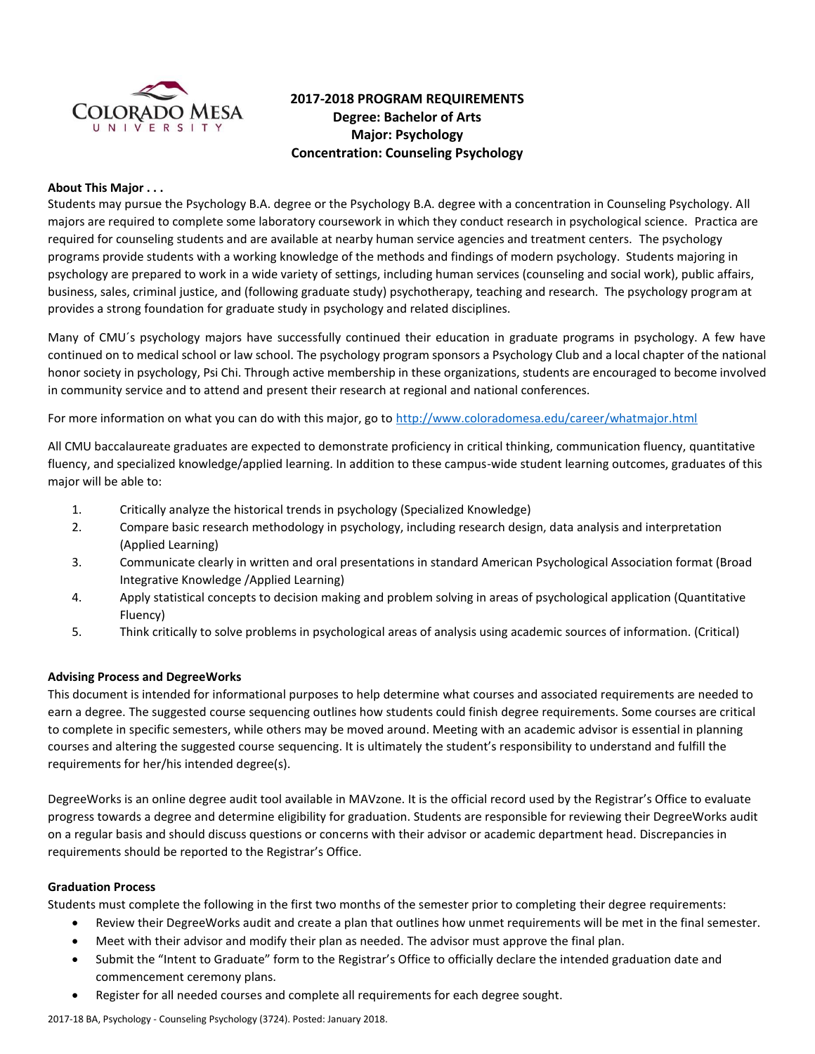# 2017-2018 PROGRAM REQUIREMENTS
## Degree: Bachelor of Arts
## Major: Psychology
## Concentration: Counseling Psychology

**About This Major . . .**

Students may pursue the Psychology B.A. degree or the Psychology B.A. degree with a concentration in Counseling Psychology. All majors are required to complete some laboratory coursework in which they conduct research in psychological science. Practica are required for counseling students and are available at nearby human service agencies and treatment centers. The psychology programs provide students with a working knowledge of the methods and findings of modern psychology. Students majoring in psychology are prepared to work in a wide variety of settings, including human services (counseling and social work), public affairs, business, sales, criminal justice, and (following graduate study) psychotherapy, teaching and research. The psychology program at provides a strong foundation for graduate study in psychology and related disciplines.

Many of CMU´s psychology majors have successfully continued their education in graduate programs in psychology. A few have continued on to medical school or law school. The psychology program sponsors a Psychology Club and a local chapter of the national honor society in psychology, Psi Chi. Through active membership in these organizations, students are encouraged to become involved in community service and to attend and present their research at regional and national conferences.

For more information on what you can do with this major, go to http://www.coloradomesa.edu/career/whatmajor.html

All CMU baccalaureate graduates are expected to demonstrate proficiency in critical thinking, communication fluency, quantitative fluency, and specialized knowledge/applied learning. In addition to these campus-wide student learning outcomes, graduates of this major will be able to:

1. Critically analyze the historical trends in psychology (Specialized Knowledge)
2. Compare basic research methodology in psychology, including research design, data analysis and interpretation (Applied Learning)
3. Communicate clearly in written and oral presentations in standard American Psychological Association format (Broad Integrative Knowledge /Applied Learning)
4. Apply statistical concepts to decision making and problem solving in areas of psychological application (Quantitative Fluency)
5. Think critically to solve problems in psychological areas of analysis using academic sources of information. (Critical)

**Advising Process and DegreeWorks**

This document is intended for informational purposes to help determine what courses and associated requirements are needed to earn a degree. The suggested course sequencing outlines how students could finish degree requirements. Some courses are critical to complete in specific semesters, while others may be moved around. Meeting with an academic advisor is essential in planning courses and altering the suggested course sequencing. It is ultimately the student's responsibility to understand and fulfill the requirements for her/his intended degree(s).

DegreeWorks is an online degree audit tool available in MAVzone. It is the official record used by the Registrar's Office to evaluate progress towards a degree and determine eligibility for graduation. Students are responsible for reviewing their DegreeWorks audit on a regular basis and should discuss questions or concerns with their advisor or academic department head. Discrepancies in requirements should be reported to the Registrar's Office.

**Graduation Process**

Students must complete the following in the first two months of the semester prior to completing their degree requirements:

- Review their DegreeWorks audit and create a plan that outlines how unmet requirements will be met in the final semester.
- Meet with their advisor and modify their plan as needed. The advisor must approve the final plan.
- Submit the "Intent to Graduate" form to the Registrar's Office to officially declare the intended graduation date and commencement ceremony plans.
- Register for all needed courses and complete all requirements for each degree sought.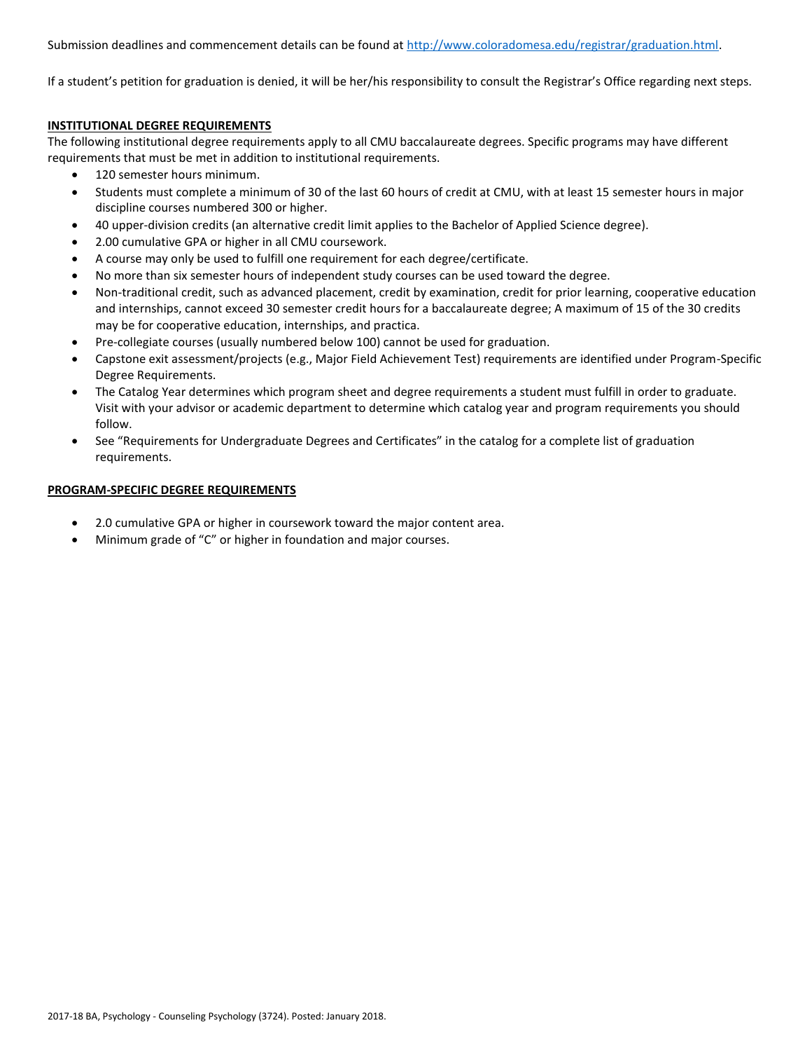Submission deadlines and commencement details can be found at [http://www.coloradomesa.edu/registrar/graduation.html](http://www.coloradomesa.edu/registrar/graduation.html).

If a student's petition for graduation is denied, it will be her/his responsibility to consult the Registrar's Office regarding next steps.

**INSTITUTIONAL DEGREE REQUIREMENTS**

The following institutional degree requirements apply to all CMU baccalaureate degrees. Specific programs may have different requirements that must be met in addition to institutional requirements.

- 120 semester hours minimum.
- Students must complete a minimum of 30 of the last 60 hours of credit at CMU, with at least 15 semester hours in major discipline courses numbered 300 or higher.
- 40 upper-division credits (an alternative credit limit applies to the Bachelor of Applied Science degree).
- 2.00 cumulative GPA or higher in all CMU coursework.
- A course may only be used to fulfill one requirement for each degree/certificate.
- No more than six semester hours of independent study courses can be used toward the degree.
- Non-traditional credit, such as advanced placement, credit by examination, credit for prior learning, cooperative education and internships, cannot exceed 30 semester credit hours for a baccalaureate degree; A maximum of 15 of the 30 credits may be for cooperative education, internships, and practica.
- Pre-collegiate courses (usually numbered below 100) cannot be used for graduation.
- Capstone exit assessment/projects (e.g., Major Field Achievement Test) requirements are identified under Program-Specific Degree Requirements.
- The Catalog Year determines which program sheet and degree requirements a student must fulfill in order to graduate. Visit with your advisor or academic department to determine which catalog year and program requirements you should follow.
- See "Requirements for Undergraduate Degrees and Certificates" in the catalog for a complete list of graduation requirements.

**PROGRAM-SPECIFIC DEGREE REQUIREMENTS**

- 2.0 cumulative GPA or higher in coursework toward the major content area.
- Minimum grade of "C" or higher in foundation and major courses.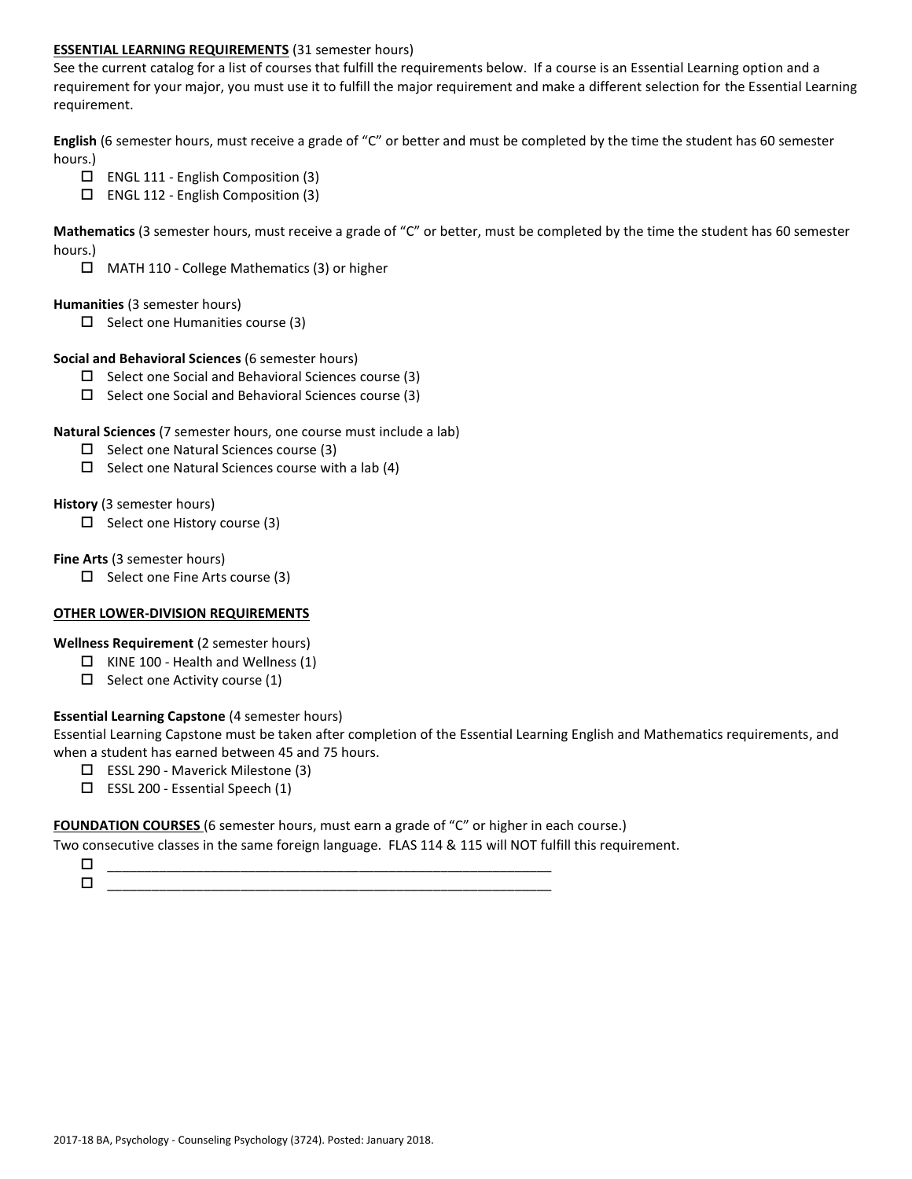**ESSENTIAL LEARNING REQUIREMENTS** (31 semester hours)

See the current catalog for a list of courses that fulfill the requirements below. If a course is an Essential Learning option and a requirement for your major, you must use it to fulfill the major requirement and make a different selection for the Essential Learning requirement.

**English** (6 semester hours, must receive a grade of "C" or better and must be completed by the time the student has 60 semester hours.)

- ☐ ENGL 111 - English Composition (3)
- ☐ ENGL 112 - English Composition (3)

**Mathematics** (3 semester hours, must receive a grade of "C" or better, must be completed by the time the student has 60 semester hours.)

- ☐ MATH 110 - College Mathematics (3) or higher

**Humanities** (3 semester hours)

- ☐ Select one Humanities course (3)

**Social and Behavioral Sciences** (6 semester hours)

- ☐ Select one Social and Behavioral Sciences course (3)
- ☐ Select one Social and Behavioral Sciences course (3)

**Natural Sciences** (7 semester hours, one course must include a lab)

- ☐ Select one Natural Sciences course (3)
- ☐ Select one Natural Sciences course with a lab (4)

**History** (3 semester hours)

- ☐ Select one History course (3)

**Fine Arts** (3 semester hours)

- ☐ Select one Fine Arts course (3)

**OTHER LOWER-DIVISION REQUIREMENTS**

**Wellness Requirement** (2 semester hours)

- ☐ KINE 100 - Health and Wellness (1)
- ☐ Select one Activity course (1)

**Essential Learning Capstone** (4 semester hours)

Essential Learning Capstone must be taken after completion of the Essential Learning English and Mathematics requirements, and when a student has earned between 45 and 75 hours.

- ☐ ESSL 290 - Maverick Milestone (3)
- ☐ ESSL 200 - Essential Speech (1)

**FOUNDATION COURSES** (6 semester hours, must earn a grade of "C" or higher in each course.)

Two consecutive classes in the same foreign language. FLAS 114 & 115 will NOT fulfill this requirement.

- ☐ ____________________________________________________________
- ☐ ____________________________________________________________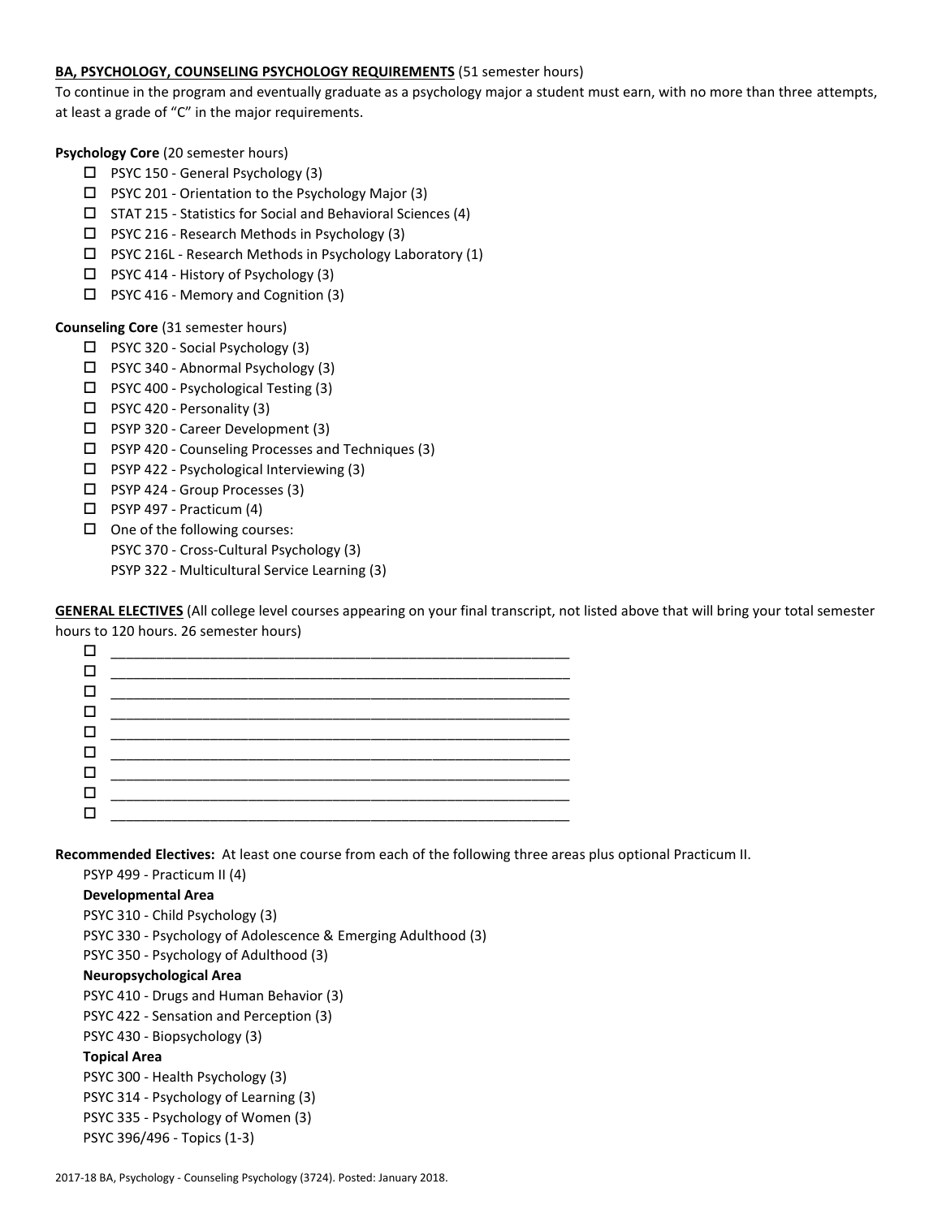**BA, PSYCHOLOGY, COUNSELING PSYCHOLOGY REQUIREMENTS** (51 semester hours)

To continue in the program and eventually graduate as a psychology major a student must earn, with no more than three attempts, at least a grade of "C" in the major requirements.

**Psychology Core** (20 semester hours)

- ☐ PSYC 150 - General Psychology (3)
- ☐ PSYC 201 - Orientation to the Psychology Major (3)
- ☐ STAT 215 - Statistics for Social and Behavioral Sciences (4)
- ☐ PSYC 216 - Research Methods in Psychology (3)
- ☐ PSYC 216L - Research Methods in Psychology Laboratory (1)
- ☐ PSYC 414 - History of Psychology (3)
- ☐ PSYC 416 - Memory and Cognition (3)

**Counseling Core** (31 semester hours)

- ☐ PSYC 320 - Social Psychology (3)
- ☐ PSYC 340 - Abnormal Psychology (3)
- ☐ PSYC 400 - Psychological Testing (3)
- ☐ PSYC 420 - Personality (3)
- ☐ PSYP 320 - Career Development (3)
- ☐ PSYP 420 - Counseling Processes and Techniques (3)
- ☐ PSYP 422 - Psychological Interviewing (3)
- ☐ PSYP 424 - Group Processes (3)
- ☐ PSYP 497 - Practicum (4)
- ☐ One of the following courses:
  PSYC 370 - Cross-Cultural Psychology (3)
  PSYP 322 - Multicultural Service Learning (3)

**GENERAL ELECTIVES** (All college level courses appearing on your final transcript, not listed above that will bring your total semester hours to 120 hours. 26 semester hours)

- ☐ ______________________________________________
- ☐ ______________________________________________
- ☐ ______________________________________________
- ☐ ______________________________________________
- ☐ ______________________________________________
- ☐ ______________________________________________
- ☐ ______________________________________________
- ☐ ______________________________________________
- ☐ ______________________________________________

**Recommended Electives:** At least one course from each of the following three areas plus optional Practicum II.

PSYP 499 - Practicum II (4)

**Developmental Area**

PSYC 310 - Child Psychology (3)
PSYC 330 - Psychology of Adolescence & Emerging Adulthood (3)
PSYC 350 - Psychology of Adulthood (3)

**Neuropsychological Area**

PSYC 410 - Drugs and Human Behavior (3)
PSYC 422 - Sensation and Perception (3)
PSYC 430 - Biopsychology (3)

**Topical Area**

PSYC 300 - Health Psychology (3)
PSYC 314 - Psychology of Learning (3)
PSYC 335 - Psychology of Women (3)
PSYC 396/496 - Topics (1-3)

2017-18 BA, Psychology - Counseling Psychology (3724). Posted: January 2018.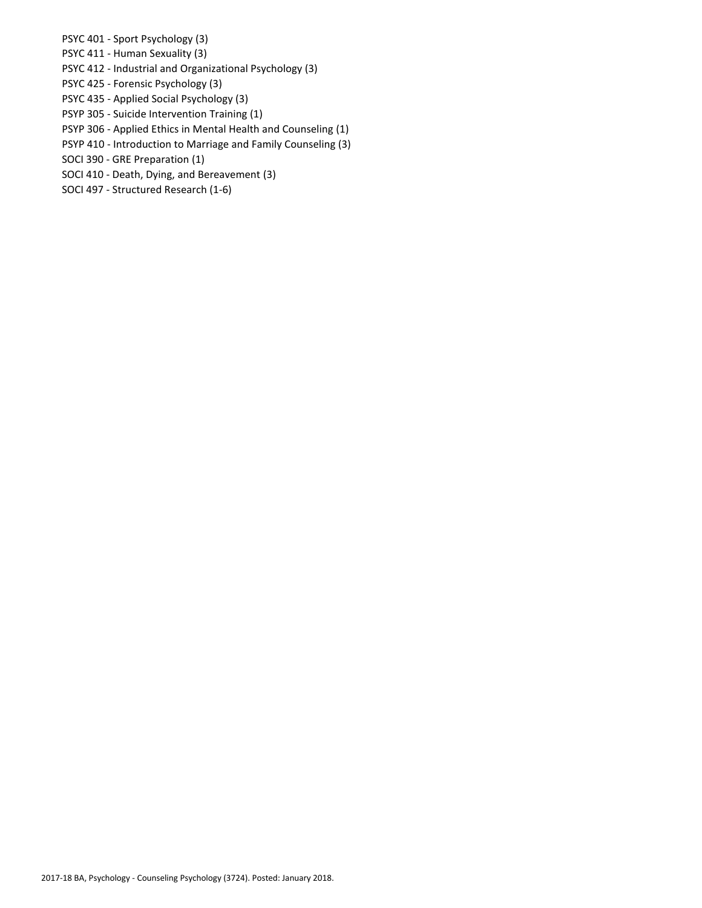PSYC 401 - Sport Psychology (3)
PSYC 411 - Human Sexuality (3)
PSYC 412 - Industrial and Organizational Psychology (3)
PSYC 425 - Forensic Psychology (3)
PSYC 435 - Applied Social Psychology (3)
PSYP 305 - Suicide Intervention Training (1)
PSYP 306 - Applied Ethics in Mental Health and Counseling (1)
PSYP 410 - Introduction to Marriage and Family Counseling (3)
SOCI 390 - GRE Preparation (1)
SOCI 410 - Death, Dying, and Bereavement (3)
SOCI 497 - Structured Research (1-6)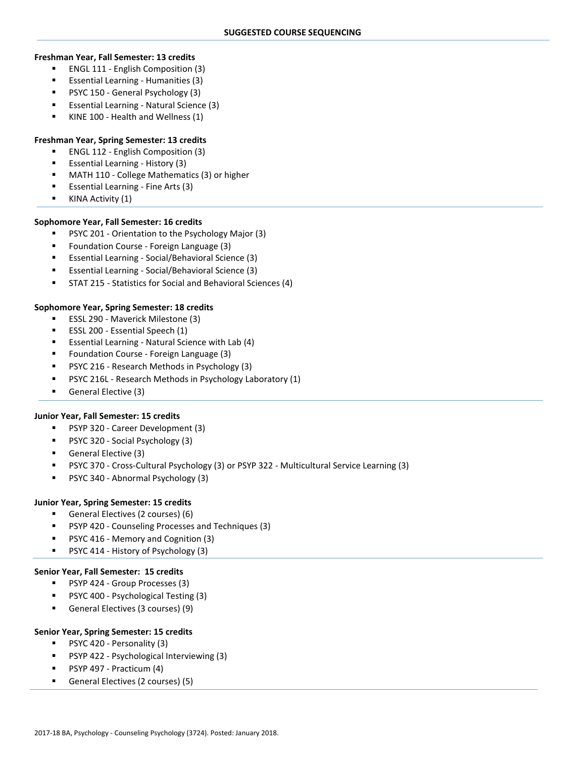## SUGGESTED COURSE SEQUENCING

**Freshman Year, Fall Semester: 13 credits**

- ENGL 111 - English Composition (3)
- Essential Learning - Humanities (3)
- PSYC 150 - General Psychology (3)
- Essential Learning - Natural Science (3)
- KINE 100 - Health and Wellness (1)

**Freshman Year, Spring Semester: 13 credits**

- ENGL 112 - English Composition (3)
- Essential Learning - History (3)
- MATH 110 - College Mathematics (3) or higher
- Essential Learning - Fine Arts (3)
- KINA Activity (1)

**Sophomore Year, Fall Semester: 16 credits**

- PSYC 201 - Orientation to the Psychology Major (3)
- Foundation Course - Foreign Language (3)
- Essential Learning - Social/Behavioral Science (3)
- Essential Learning - Social/Behavioral Science (3)
- STAT 215 - Statistics for Social and Behavioral Sciences (4)

**Sophomore Year, Spring Semester: 18 credits**

- ESSL 290 - Maverick Milestone (3)
- ESSL 200 - Essential Speech (1)
- Essential Learning - Natural Science with Lab (4)
- Foundation Course - Foreign Language (3)
- PSYC 216 - Research Methods in Psychology (3)
- PSYC 216L - Research Methods in Psychology Laboratory (1)
- General Elective (3)

**Junior Year, Fall Semester: 15 credits**

- PSYP 320 - Career Development (3)
- PSYC 320 - Social Psychology (3)
- General Elective (3)
- PSYC 370 - Cross-Cultural Psychology (3) or PSYP 322 - Multicultural Service Learning (3)
- PSYC 340 - Abnormal Psychology (3)

**Junior Year, Spring Semester: 15 credits**

- General Electives (2 courses) (6)
- PSYP 420 - Counseling Processes and Techniques (3)
- PSYC 416 - Memory and Cognition (3)
- PSYC 414 - History of Psychology (3)

**Senior Year, Fall Semester: 15 credits**

- PSYP 424 - Group Processes (3)
- PSYC 400 - Psychological Testing (3)
- General Electives (3 courses) (9)

**Senior Year, Spring Semester: 15 credits**

- PSYC 420 - Personality (3)
- PSYP 422 - Psychological Interviewing (3)
- PSYP 497 - Practicum (4)
- General Electives (2 courses) (5)

2017-18 BA, Psychology - Counseling Psychology (3724). Posted: January 2018.